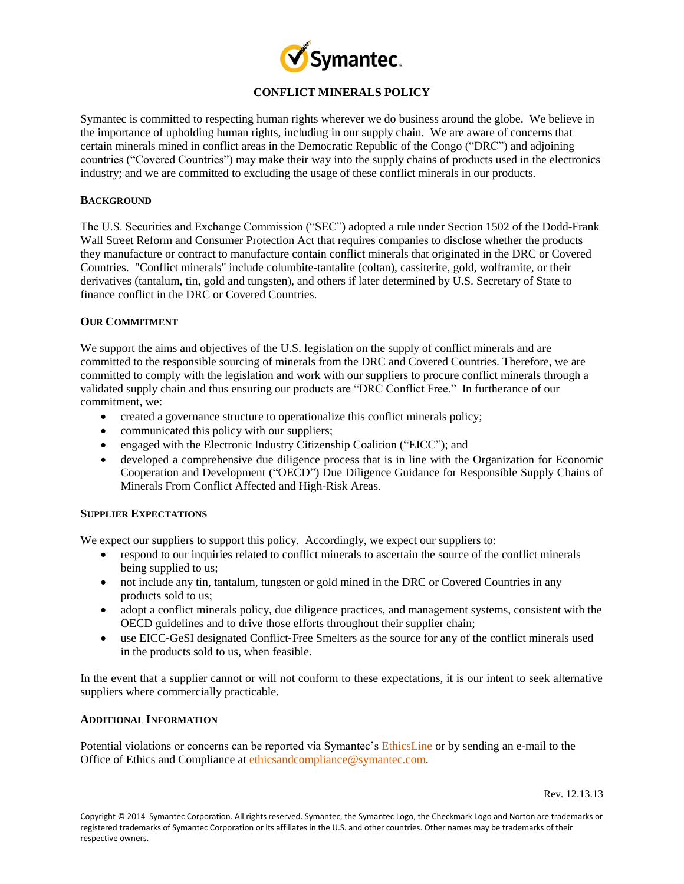# CONFLICT MINERALS POLICY

Symantec is committed to respecting human rights wherever we do business around the globe. We believe in the importance of upholding human rights, including in our supply chain. We are aware of concerns that certain minerals mined in conflict areas in the Democratic Republic of the Congo ("DRC") and adjoining countries ("Covered Countries") may make their way into the supply chains of products used in the electronics industry; and we are committed to excluding the usage of these conflict minerals in our products.

## BACKGROUND

The U.S. Securities and Exchange Commission ("SEC") adopted a rule under Section 1502 of the Dodd-Frank Wall Street Reform and Consumer Protection Act that requires companies to disclose whether the products they manufacture or contract to manufacture contain conflict minerals that originated in the DRC or Covered Countries. "Conflict minerals" include columbite-tantalite (coltan), cassiterite, gold, wolframite, or their derivatives (tantalum, tin, gold and tungsten), and others if later determined by U.S. Secretary of State to finance conflict in the DRC or Covered Countries.

## OUR COMMITMENT

We support the aims and objectives of the U.S. legislation on the supply of conflict minerals and are committed to the responsible sourcing of minerals from the DRC and Covered Countries. Therefore, we are committed to comply with the legislation and work with our suppliers to procure conflict minerals through a validated supply chain and thus ensuring our products are "DRC Conflict Free." In furtherance of our commitment, we:

- created a governance structure to operationalize this conflict minerals policy;
- communicated this policy with our suppliers;
- engaged with the Electronic Industry Citizenship Coalition ("EICC"); and
- developed a comprehensive due diligence process that is in line with the Organization for Economic Cooperation and Development ("OECD") Due Diligence Guidance for Responsible Supply Chains of Minerals From Conflict Affected and High-Risk Areas.

## SUPPLIER EXPECTATIONS

We expect our suppliers to support this policy. Accordingly, we expect our suppliers to:

- respond to our inquiries related to conflict minerals to ascertain the source of the conflict minerals being supplied to us;
- not include any tin, tantalum, tungsten or gold mined in the DRC or Covered Countries in any products sold to us;
- adopt a conflict minerals policy, due diligence practices, and management systems, consistent with the OECD guidelines and to drive those efforts throughout their supplier chain;
- use EICC-GeSI designated Conflict-Free Smelters as the source for any of the conflict minerals used in the products sold to us, when feasible.

In the event that a supplier cannot or will not conform to these expectations, it is our intent to seek alternative suppliers where commercially practicable.

## ADDITIONAL INFORMATION

Potential violations or concerns can be reported via Symantec's EthicsLine or by sending an e-mail to the Office of Ethics and Compliance at ethicsandcompliance@symantec.com.

Rev. 12.13.13

Copyright © 2014 Symantec Corporation. All rights reserved. Symantec, the Symantec Logo, the Checkmark Logo and Norton are trademarks or registered trademarks of Symantec Corporation or its affiliates in the U.S. and other countries. Other names may be trademarks of their respective owners.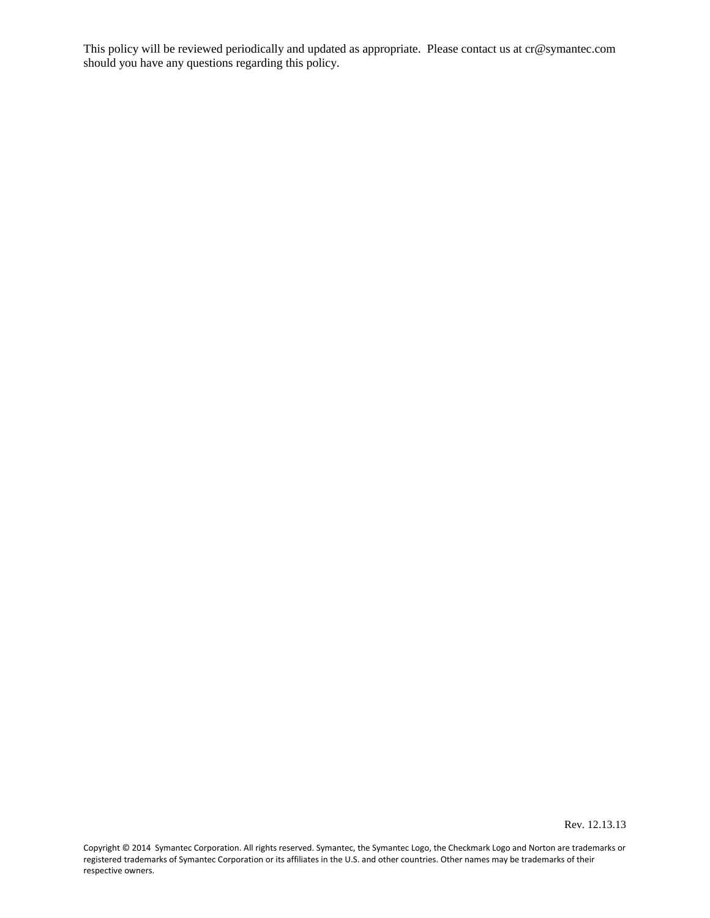This policy will be reviewed periodically and updated as appropriate. Please contact us at cr@symantec.com should you have any questions regarding this policy.

Rev. 12.13.13

Copyright © 2014 Symantec Corporation. All rights reserved. Symantec, the Symantec Logo, the Checkmark Logo and Norton are trademarks or registered trademarks of Symantec Corporation or its affiliates in the U.S. and other countries. Other names may be trademarks of their respective owners.